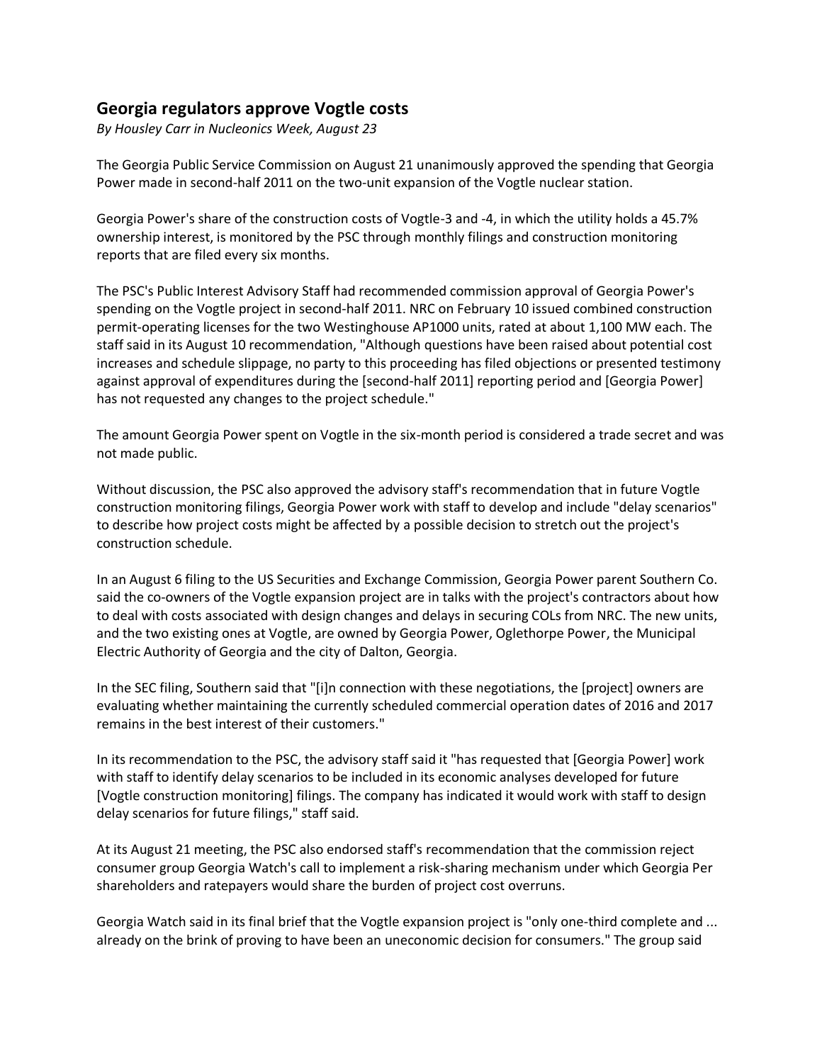## Georgia regulators approve Vogtle costs

*By Housley Carr in Nucleonics Week, August 23*

The Georgia Public Service Commission on August 21 unanimously approved the spending that Georgia Power made in second-half 2011 on the two-unit expansion of the Vogtle nuclear station.

Georgia Power's share of the construction costs of Vogtle-3 and -4, in which the utility holds a 45.7% ownership interest, is monitored by the PSC through monthly filings and construction monitoring reports that are filed every six months.

The PSC's Public Interest Advisory Staff had recommended commission approval of Georgia Power's spending on the Vogtle project in second-half 2011. NRC on February 10 issued combined construction permit-operating licenses for the two Westinghouse AP1000 units, rated at about 1,100 MW each. The staff said in its August 10 recommendation, "Although questions have been raised about potential cost increases and schedule slippage, no party to this proceeding has filed objections or presented testimony against approval of expenditures during the [second-half 2011] reporting period and [Georgia Power] has not requested any changes to the project schedule."

The amount Georgia Power spent on Vogtle in the six-month period is considered a trade secret and was not made public.

Without discussion, the PSC also approved the advisory staff's recommendation that in future Vogtle construction monitoring filings, Georgia Power work with staff to develop and include "delay scenarios" to describe how project costs might be affected by a possible decision to stretch out the project's construction schedule.

In an August 6 filing to the US Securities and Exchange Commission, Georgia Power parent Southern Co. said the co-owners of the Vogtle expansion project are in talks with the project's contractors about how to deal with costs associated with design changes and delays in securing COLs from NRC. The new units, and the two existing ones at Vogtle, are owned by Georgia Power, Oglethorpe Power, the Municipal Electric Authority of Georgia and the city of Dalton, Georgia.

In the SEC filing, Southern said that "[i]n connection with these negotiations, the [project] owners are evaluating whether maintaining the currently scheduled commercial operation dates of 2016 and 2017 remains in the best interest of their customers."

In its recommendation to the PSC, the advisory staff said it "has requested that [Georgia Power] work with staff to identify delay scenarios to be included in its economic analyses developed for future [Vogtle construction monitoring] filings. The company has indicated it would work with staff to design delay scenarios for future filings," staff said.

At its August 21 meeting, the PSC also endorsed staff's recommendation that the commission reject consumer group Georgia Watch's call to implement a risk-sharing mechanism under which Georgia Per shareholders and ratepayers would share the burden of project cost overruns.

Georgia Watch said in its final brief that the Vogtle expansion project is "only one-third complete and ... already on the brink of proving to have been an uneconomic decision for consumers." The group said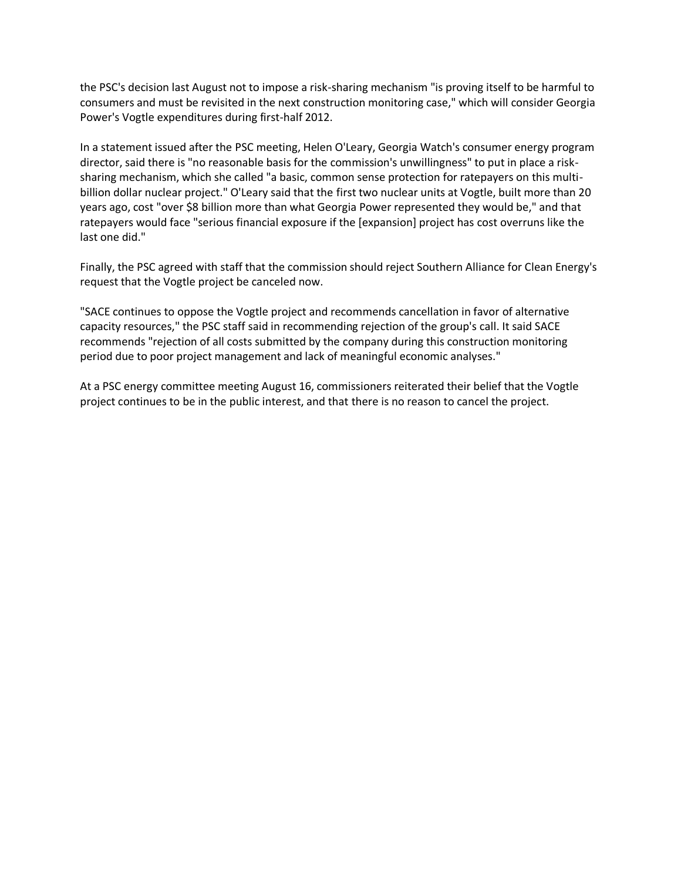the PSC's decision last August not to impose a risk-sharing mechanism "is proving itself to be harmful to consumers and must be revisited in the next construction monitoring case," which will consider Georgia Power's Vogtle expenditures during first-half 2012.

In a statement issued after the PSC meeting, Helen O'Leary, Georgia Watch's consumer energy program director, said there is "no reasonable basis for the commission's unwillingness" to put in place a risk-sharing mechanism, which she called "a basic, common sense protection for ratepayers on this multi-billion dollar nuclear project." O'Leary said that the first two nuclear units at Vogtle, built more than 20 years ago, cost "over $8 billion more than what Georgia Power represented they would be," and that ratepayers would face "serious financial exposure if the [expansion] project has cost overruns like the last one did."

Finally, the PSC agreed with staff that the commission should reject Southern Alliance for Clean Energy's request that the Vogtle project be canceled now.

"SACE continues to oppose the Vogtle project and recommends cancellation in favor of alternative capacity resources," the PSC staff said in recommending rejection of the group's call. It said SACE recommends "rejection of all costs submitted by the company during this construction monitoring period due to poor project management and lack of meaningful economic analyses."

At a PSC energy committee meeting August 16, commissioners reiterated their belief that the Vogtle project continues to be in the public interest, and that there is no reason to cancel the project.